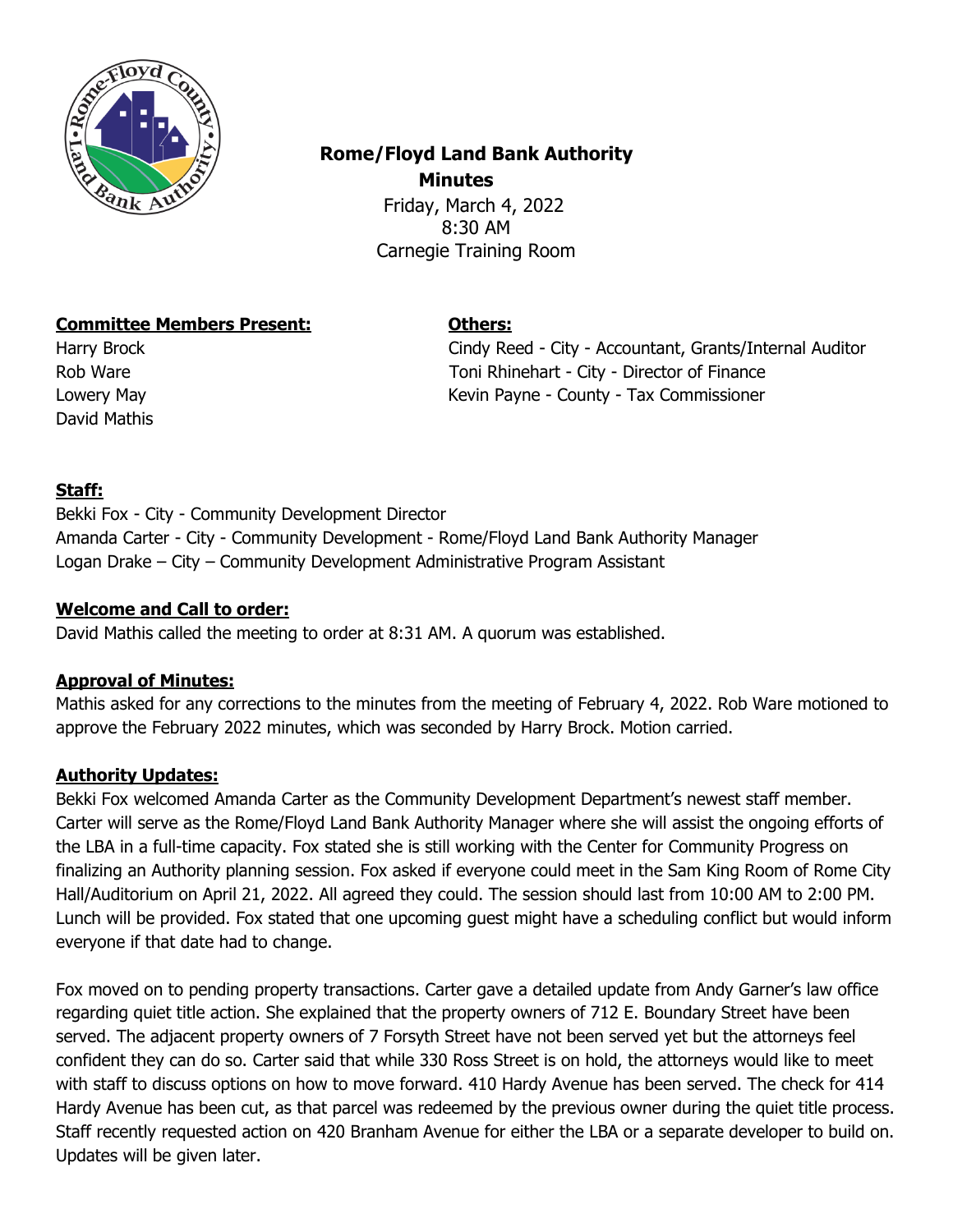# Rome/Floyd Land Bank Authority

## Minutes

Friday, March 4, 2022
8:30 AM
Carnegie Training Room

**Committee Members Present:**

Harry Brock
Rob Ware
Lowery May
David Mathis

**Others:**

Cindy Reed - City - Accountant, Grants/Internal Auditor
Toni Rhinehart - City - Director of Finance
Kevin Payne - County - Tax Commissioner

**Staff:**

Bekki Fox - City - Community Development Director
Amanda Carter - City - Community Development - Rome/Floyd Land Bank Authority Manager
Logan Drake – City – Community Development Administrative Program Assistant

**Welcome and Call to order:**

David Mathis called the meeting to order at 8:31 AM. A quorum was established.

**Approval of Minutes:**

Mathis asked for any corrections to the minutes from the meeting of February 4, 2022. Rob Ware motioned to approve the February 2022 minutes, which was seconded by Harry Brock. Motion carried.

**Authority Updates:**

Bekki Fox welcomed Amanda Carter as the Community Development Department's newest staff member. Carter will serve as the Rome/Floyd Land Bank Authority Manager where she will assist the ongoing efforts of the LBA in a full-time capacity. Fox stated she is still working with the Center for Community Progress on finalizing an Authority planning session. Fox asked if everyone could meet in the Sam King Room of Rome City Hall/Auditorium on April 21, 2022. All agreed they could. The session should last from 10:00 AM to 2:00 PM. Lunch will be provided. Fox stated that one upcoming guest might have a scheduling conflict but would inform everyone if that date had to change.

Fox moved on to pending property transactions. Carter gave a detailed update from Andy Garner's law office regarding quiet title action. She explained that the property owners of 712 E. Boundary Street have been served. The adjacent property owners of 7 Forsyth Street have not been served yet but the attorneys feel confident they can do so. Carter said that while 330 Ross Street is on hold, the attorneys would like to meet with staff to discuss options on how to move forward. 410 Hardy Avenue has been served. The check for 414 Hardy Avenue has been cut, as that parcel was redeemed by the previous owner during the quiet title process. Staff recently requested action on 420 Branham Avenue for either the LBA or a separate developer to build on. Updates will be given later.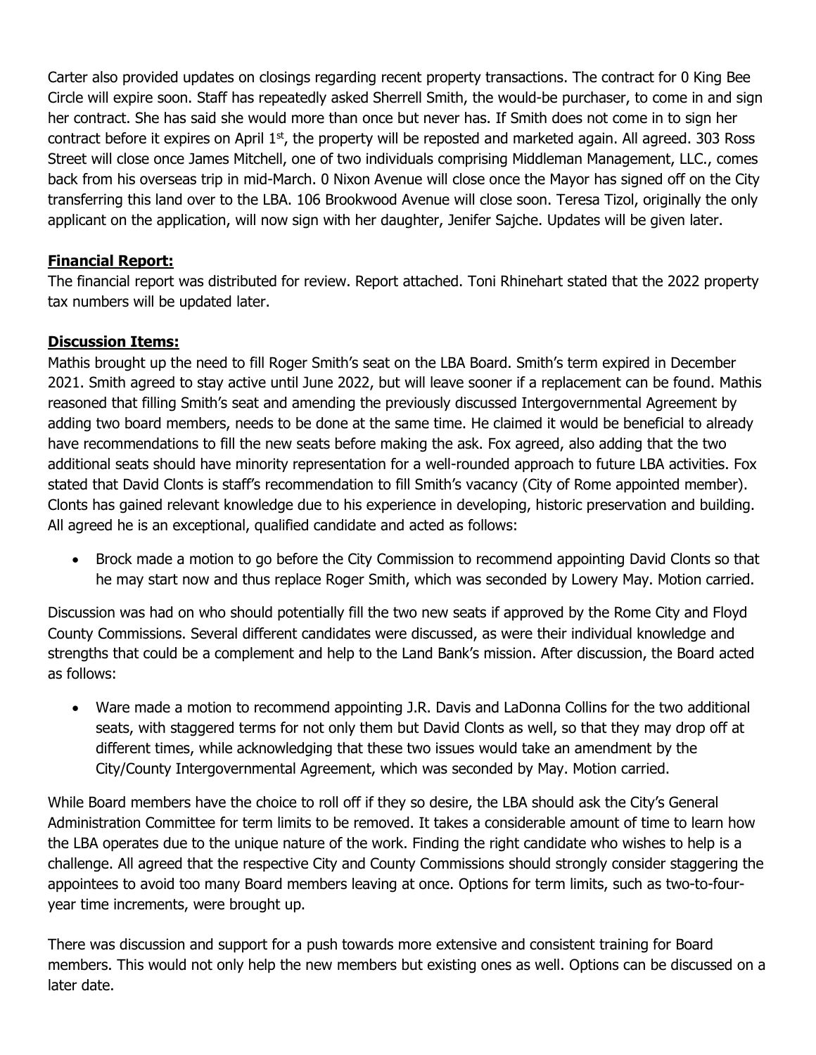Carter also provided updates on closings regarding recent property transactions. The contract for 0 King Bee Circle will expire soon. Staff has repeatedly asked Sherrell Smith, the would-be purchaser, to come in and sign her contract. She has said she would more than once but never has. If Smith does not come in to sign her contract before it expires on April 1st, the property will be reposted and marketed again. All agreed. 303 Ross Street will close once James Mitchell, one of two individuals comprising Middleman Management, LLC., comes back from his overseas trip in mid-March. 0 Nixon Avenue will close once the Mayor has signed off on the City transferring this land over to the LBA. 106 Brookwood Avenue will close soon. Teresa Tizol, originally the only applicant on the application, will now sign with her daughter, Jenifer Sajche. Updates will be given later.

**Financial Report:**

The financial report was distributed for review. Report attached. Toni Rhinehart stated that the 2022 property tax numbers will be updated later.

**Discussion Items:**

Mathis brought up the need to fill Roger Smith's seat on the LBA Board. Smith's term expired in December 2021. Smith agreed to stay active until June 2022, but will leave sooner if a replacement can be found. Mathis reasoned that filling Smith's seat and amending the previously discussed Intergovernmental Agreement by adding two board members, needs to be done at the same time. He claimed it would be beneficial to already have recommendations to fill the new seats before making the ask. Fox agreed, also adding that the two additional seats should have minority representation for a well-rounded approach to future LBA activities. Fox stated that David Clonts is staff's recommendation to fill Smith's vacancy (City of Rome appointed member). Clonts has gained relevant knowledge due to his experience in developing, historic preservation and building. All agreed he is an exceptional, qualified candidate and acted as follows:

- Brock made a motion to go before the City Commission to recommend appointing David Clonts so that he may start now and thus replace Roger Smith, which was seconded by Lowery May. Motion carried.

Discussion was had on who should potentially fill the two new seats if approved by the Rome City and Floyd County Commissions. Several different candidates were discussed, as were their individual knowledge and strengths that could be a complement and help to the Land Bank's mission. After discussion, the Board acted as follows:

- Ware made a motion to recommend appointing J.R. Davis and LaDonna Collins for the two additional seats, with staggered terms for not only them but David Clonts as well, so that they may drop off at different times, while acknowledging that these two issues would take an amendment by the City/County Intergovernmental Agreement, which was seconded by May. Motion carried.

While Board members have the choice to roll off if they so desire, the LBA should ask the City's General Administration Committee for term limits to be removed. It takes a considerable amount of time to learn how the LBA operates due to the unique nature of the work. Finding the right candidate who wishes to help is a challenge. All agreed that the respective City and County Commissions should strongly consider staggering the appointees to avoid too many Board members leaving at once. Options for term limits, such as two-to-four-year time increments, were brought up.

There was discussion and support for a push towards more extensive and consistent training for Board members. This would not only help the new members but existing ones as well. Options can be discussed on a later date.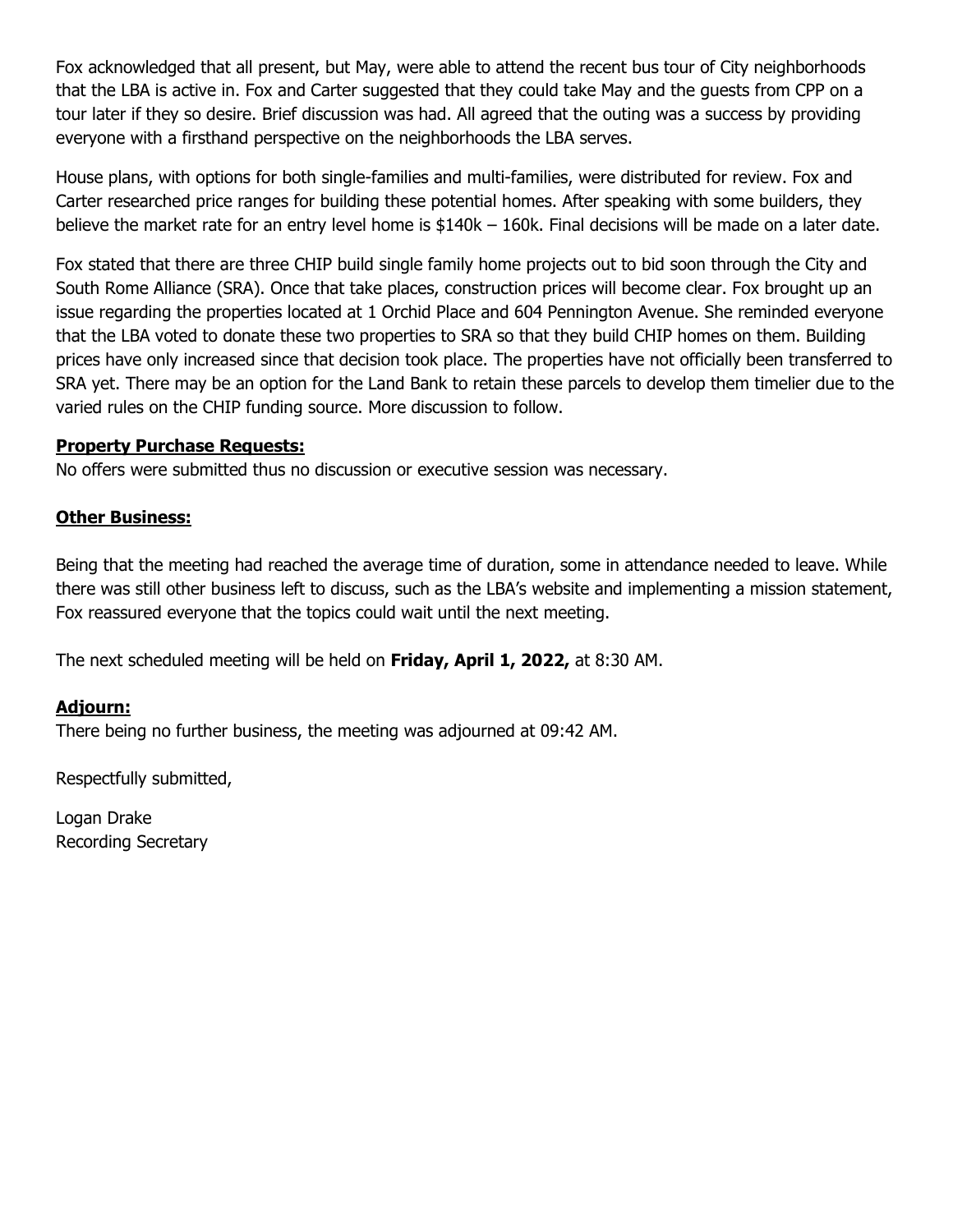Fox acknowledged that all present, but May, were able to attend the recent bus tour of City neighborhoods that the LBA is active in. Fox and Carter suggested that they could take May and the guests from CPP on a tour later if they so desire. Brief discussion was had. All agreed that the outing was a success by providing everyone with a firsthand perspective on the neighborhoods the LBA serves.

House plans, with options for both single-families and multi-families, were distributed for review. Fox and Carter researched price ranges for building these potential homes. After speaking with some builders, they believe the market rate for an entry level home is $140k – 160k. Final decisions will be made on a later date.

Fox stated that there are three CHIP build single family home projects out to bid soon through the City and South Rome Alliance (SRA). Once that take places, construction prices will become clear. Fox brought up an issue regarding the properties located at 1 Orchid Place and 604 Pennington Avenue. She reminded everyone that the LBA voted to donate these two properties to SRA so that they build CHIP homes on them. Building prices have only increased since that decision took place. The properties have not officially been transferred to SRA yet. There may be an option for the Land Bank to retain these parcels to develop them timelier due to the varied rules on the CHIP funding source. More discussion to follow.

**Property Purchase Requests:**

No offers were submitted thus no discussion or executive session was necessary.

**Other Business:**

Being that the meeting had reached the average time of duration, some in attendance needed to leave. While there was still other business left to discuss, such as the LBA's website and implementing a mission statement, Fox reassured everyone that the topics could wait until the next meeting.

The next scheduled meeting will be held on **Friday, April 1, 2022,** at 8:30 AM.

**Adjourn:**

There being no further business, the meeting was adjourned at 09:42 AM.

Respectfully submitted,

Logan Drake
Recording Secretary